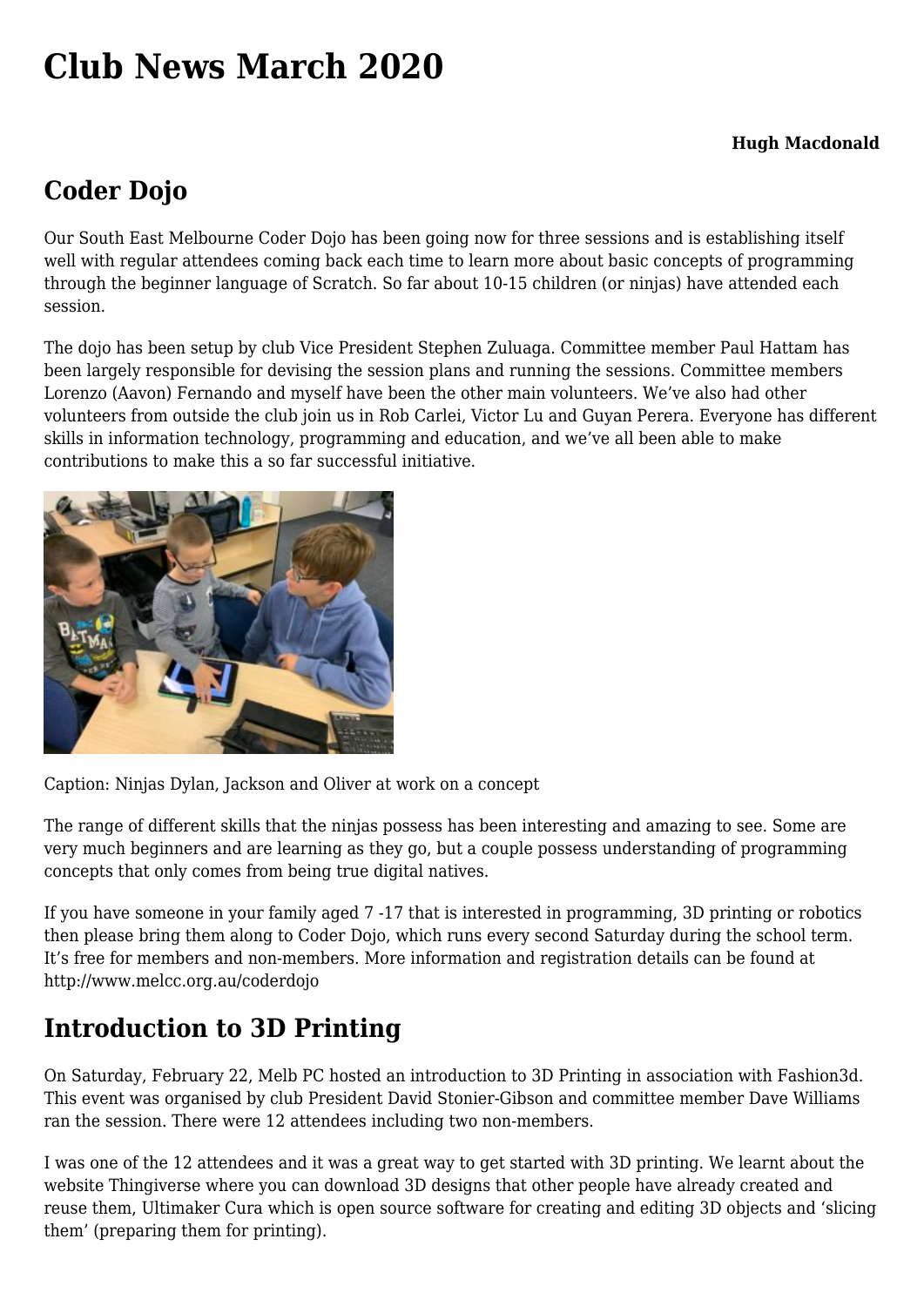# Club News March 2020

**Hugh Macdonald**

## Coder Dojo

Our South East Melbourne Coder Dojo has been going now for three sessions and is establishing itself well with regular attendees coming back each time to learn more about basic concepts of programming through the beginner language of Scratch. So far about 10-15 children (or ninjas) have attended each session.

The dojo has been setup by club Vice President Stephen Zuluaga. Committee member Paul Hattam has been largely responsible for devising the session plans and running the sessions. Committee members Lorenzo (Aavon) Fernando and myself have been the other main volunteers. We've also had other volunteers from outside the club join us in Rob Carlei, Victor Lu and Guyan Perera. Everyone has different skills in information technology, programming and education, and we've all been able to make contributions to make this a so far successful initiative.

Caption: Ninjas Dylan, Jackson and Oliver at work on a concept

The range of different skills that the ninjas possess has been interesting and amazing to see. Some are very much beginners and are learning as they go, but a couple possess understanding of programming concepts that only comes from being true digital natives.

If you have someone in your family aged 7 -17 that is interested in programming, 3D printing or robotics then please bring them along to Coder Dojo, which runs every second Saturday during the school term. It's free for members and non-members. More information and registration details can be found at http://www.melcc.org.au/coderdojo

## Introduction to 3D Printing

On Saturday, February 22, Melb PC hosted an introduction to 3D Printing in association with Fashion3d. This event was organised by club President David Stonier-Gibson and committee member Dave Williams ran the session. There were 12 attendees including two non-members.

I was one of the 12 attendees and it was a great way to get started with 3D printing. We learnt about the website Thingiverse where you can download 3D designs that other people have already created and reuse them, Ultimaker Cura which is open source software for creating and editing 3D objects and 'slicing them' (preparing them for printing).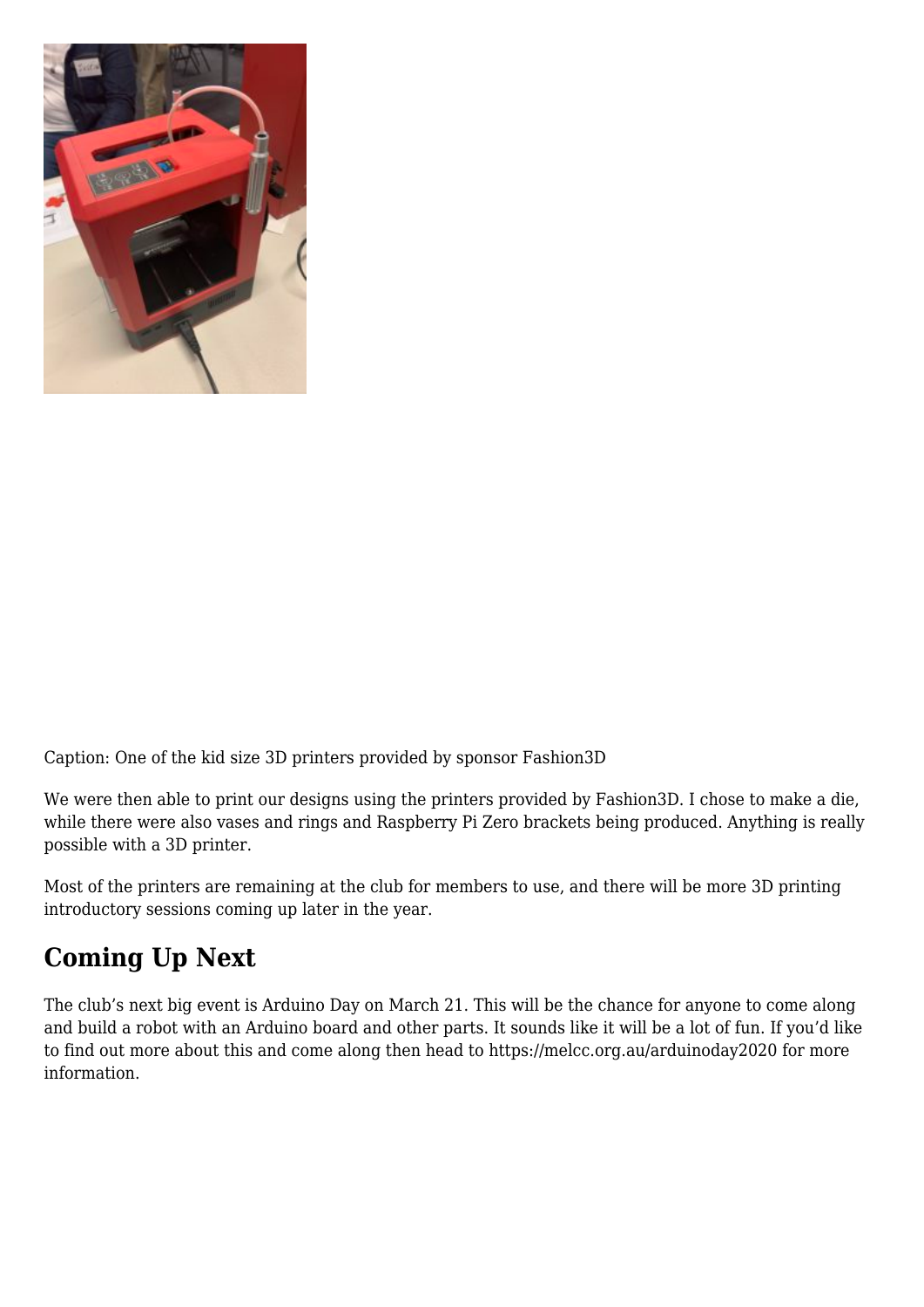Caption: One of the kid size 3D printers provided by sponsor Fashion3D

We were then able to print our designs using the printers provided by Fashion3D. I chose to make a die, while there were also vases and rings and Raspberry Pi Zero brackets being produced. Anything is really possible with a 3D printer.

Most of the printers are remaining at the club for members to use, and there will be more 3D printing introductory sessions coming up later in the year.

## Coming Up Next

The club's next big event is Arduino Day on March 21. This will be the chance for anyone to come along and build a robot with an Arduino board and other parts. It sounds like it will be a lot of fun. If you'd like to find out more about this and come along then head to https://melcc.org.au/arduinoday2020 for more information.